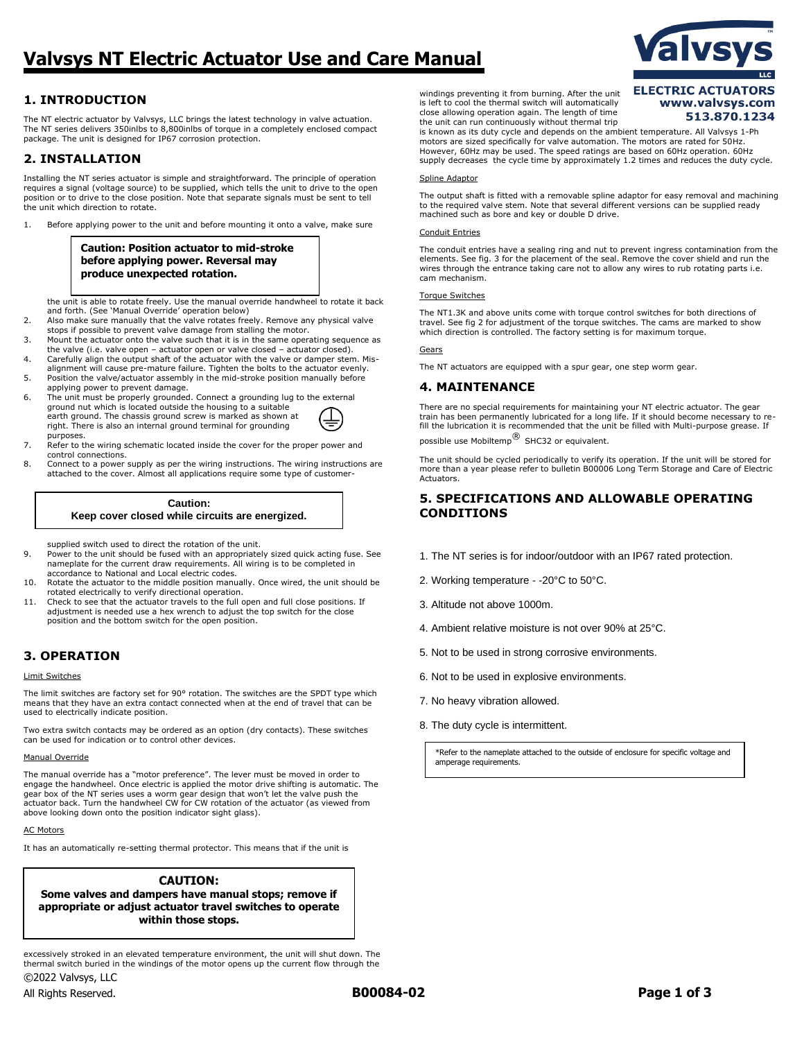# Valvsys NT Electric Actuator Use and Care Manual

Valvsys LLC
**ELECTRIC ACTUATORS**
**www.valvsys.com**
**513.870.1234**

## 1. INTRODUCTION

The NT electric actuator by Valvsys, LLC brings the latest technology in valve actuation. The NT series delivers 350inlbs to 8,800inlbs of torque in a completely enclosed compact package. The unit is designed for IP67 corrosion protection.

## 2. INSTALLATION

Installing the NT series actuator is simple and straightforward. The principle of operation requires a signal (voltage source) to be supplied, which tells the unit to drive to the open position or to drive to the close position. Note that separate signals must be sent to tell the unit which direction to rotate.

> **Caution: Position actuator to mid-stroke before applying power. Reversal may produce unexpected rotation.**

1. Before applying power to the unit and before mounting it onto a valve, make sure the unit is able to rotate freely. Use the manual override handwheel to rotate it back and forth. (See 'Manual Override' operation below)
2. Also make sure manually that the valve rotates freely. Remove any physical valve stops if possible to prevent valve damage from stalling the motor.
3. Mount the actuator onto the valve such that it is in the same operating sequence as the valve (i.e. valve open – actuator open or valve closed – actuator closed).
4. Carefully align the output shaft of the actuator with the valve or damper stem. Mis-alignment will cause pre-mature failure. Tighten the bolts to the actuator evenly.
5. Position the valve/actuator assembly in the mid-stroke position manually before applying power to prevent damage.
6. The unit must be properly grounded. Connect a grounding lug to the external ground nut which is located outside the housing to a suitable earth ground. The chassis ground screw is marked as shown at right. There is also an internal ground terminal for grounding purposes.
7. Refer to the wiring schematic located inside the cover for the proper power and control connections.
8. Connect to a power supply as per the wiring instructions. The wiring instructions are attached to the cover. Almost all applications require some type of customer-supplied switch used to direct the rotation of the unit.

> **Caution:**
> **Keep cover closed while circuits are energized.**

9. Power to the unit should be fused with an appropriately sized quick acting fuse. See nameplate for the current draw requirements. All wiring is to be completed in accordance to National and Local electric codes.
10. Rotate the actuator to the middle position manually. Once wired, the unit should be rotated electrically to verify directional operation.
11. Check to see that the actuator travels to the full open and full close positions. If adjustment is needed use a hex wrench to adjust the top switch for the close position and the bottom switch for the open position.

## 3. OPERATION

<u>Limit Switches</u>

The limit switches are factory set for 90° rotation. The switches are the SPDT type which means that they have an extra contact connected when at the end of travel that can be used to electrically indicate position.

Two extra switch contacts may be ordered as an option (dry contacts). These switches can be used for indication or to control other devices.

<u>Manual Override</u>

The manual override has a "motor preference". The lever must be moved in order to engage the handwheel. Once electric is applied the motor drive shifting is automatic. The gear box of the NT series uses a worm gear design that won't let the valve push the actuator back. Turn the handwheel CW for CW rotation of the actuator (as viewed from above looking down onto the position indicator sight glass).

<u>AC Motors</u>

It has an automatically re-setting thermal protector. This means that if the unit is excessively stroked in an elevated temperature environment, the unit will shut down. The thermal switch buried in the windings of the motor opens up the current flow through the windings preventing it from burning. After the unit is left to cool the thermal switch will automatically close allowing operation again. The length of time the unit can run continuously without thermal trip is known as its duty cycle and depends on the ambient temperature. All Valvsys 1-Ph motors are sized specifically for valve automation. The motors are rated for 50Hz. However, 60Hz may be used. The speed ratings are based on 60Hz operation. 60Hz supply decreases the cycle time by approximately 1.2 times and reduces the duty cycle.

> **CAUTION:**
> **Some valves and dampers have manual stops; remove if appropriate or adjust actuator travel switches to operate within those stops.**

<u>Spline Adaptor</u>

The output shaft is fitted with a removable spline adaptor for easy removal and machining to the required valve stem. Note that several different versions can be supplied ready machined such as bore and key or double D drive.

<u>Conduit Entries</u>

The conduit entries have a sealing ring and nut to prevent ingress contamination from the elements. See fig. 3 for the placement of the seal. Remove the cover shield and run the wires through the entrance taking care not to allow any wires to rub rotating parts i.e. cam mechanism.

<u>Torque Switches</u>

The NT1.3K and above units come with torque control switches for both directions of travel. See fig 2 for adjustment of the torque switches. The cams are marked to show which direction is controlled. The factory setting is for maximum torque.

<u>Gears</u>

The NT actuators are equipped with a spur gear, one step worm gear.

## 4. MAINTENANCE

There are no special requirements for maintaining your NT electric actuator. The gear train has been permanently lubricated for a long life. If it should become necessary to re-fill the lubrication it is recommended that the unit be filled with Multi-purpose grease. If possible use Mobiltemp® SHC32 or equivalent.

The unit should be cycled periodically to verify its operation. If the unit will be stored for more than a year please refer to bulletin B00006 Long Term Storage and Care of Electric Actuators.

## 5. SPECIFICATIONS AND ALLOWABLE OPERATING CONDITIONS

1. The NT series is for indoor/outdoor with an IP67 rated protection.
2. Working temperature - -20°C to 50°C.
3. Altitude not above 1000m.
4. Ambient relative moisture is not over 90% at 25°C.
5. Not to be used in strong corrosive environments.
6. Not to be used in explosive environments.
7. No heavy vibration allowed.
8. The duty cycle is intermittent.

> *Refer to the nameplate attached to the outside of enclosure for specific voltage and amperage requirements.

©2022 Valvsys, LLC
All Rights Reserved.

B00084-02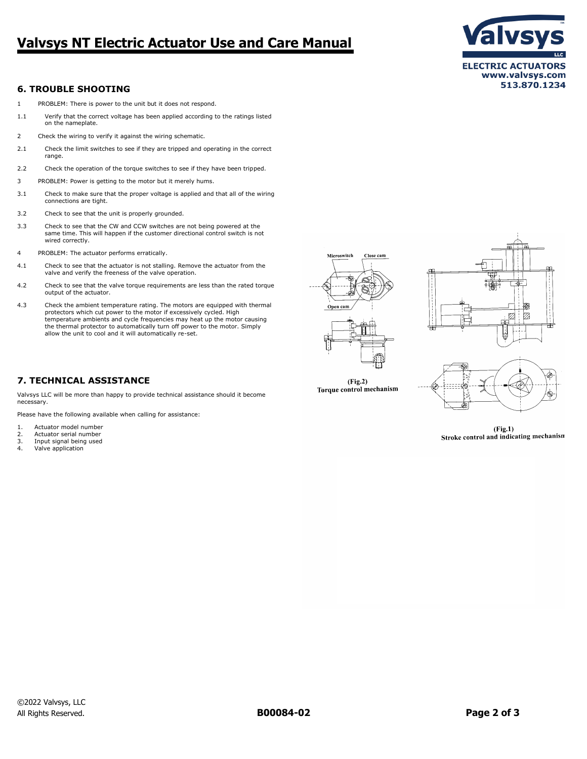## 6. TROUBLE SHOOTING

1 PROBLEM: There is power to the unit but it does not respond.

1.1 Verify that the correct voltage has been applied according to the ratings listed on the nameplate.

2 Check the wiring to verify it against the wiring schematic.

2.1 Check the limit switches to see if they are tripped and operating in the correct range.

2.2 Check the operation of the torque switches to see if they have been tripped.

3 PROBLEM: Power is getting to the motor but it merely hums.

3.1 Check to make sure that the proper voltage is applied and that all of the wiring connections are tight.

3.2 Check to see that the unit is properly grounded.

3.3 Check to see that the CW and CCW switches are not being powered at the same time. This will happen if the customer directional control switch is not wired correctly.

4 PROBLEM: The actuator performs erratically.

4.1 Check to see that the actuator is not stalling. Remove the actuator from the valve and verify the freeness of the valve operation.

4.2 Check to see that the valve torque requirements are less than the rated torque output of the actuator.

4.3 Check the ambient temperature rating. The motors are equipped with thermal protectors which cut power to the motor if excessively cycled. High temperature ambients and cycle frequencies may heat up the motor causing the thermal protector to automatically turn off power to the motor. Simply allow the unit to cool and it will automatically re-set.

Microswitch Close cam Open cam

(Fig.2)
Torque control mechanism

(Fig.1)
Stroke control and indicating mechanism

## 7. TECHNICAL ASSISTANCE

Valvsys LLC will be more than happy to provide technical assistance should it become necessary.

Please have the following available when calling for assistance:

1. Actuator model number
2. Actuator serial number
3. Input signal being used
4. Valve application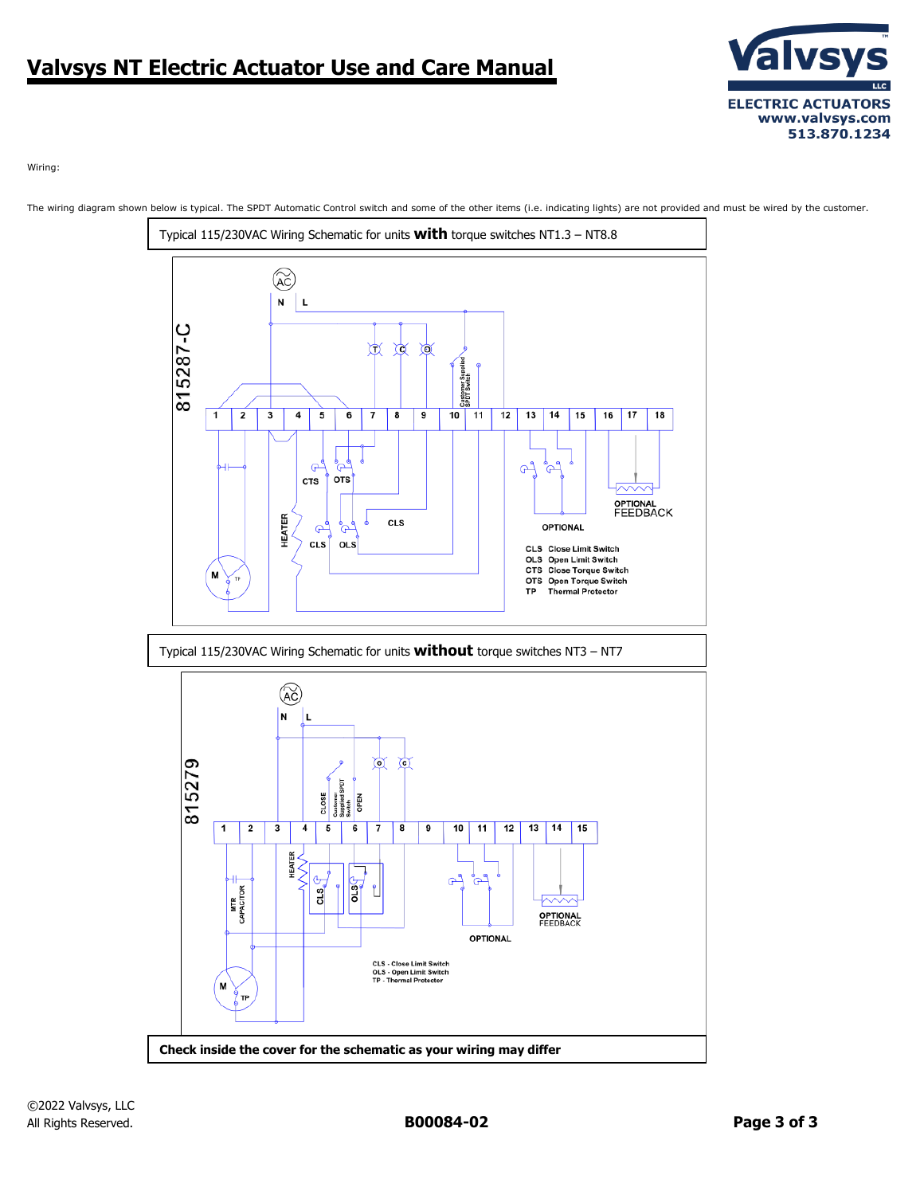# Valvsys NT Electric Actuator Use and Care Manual

Wiring:

The wiring diagram shown below is typical. The SPDT Automatic Control switch and some of the other items (i.e. indicating lights) are not provided and must be wired by the customer.

Typical 115/230VAC Wiring Schematic for units **with** torque switches NT1.3 – NT8.8

815287-C

AC
N L
T C O
Customer Supplied SPDT Switch
1 2 3 4 5 6 7 8 9 10 11 12 13 14 15 16 17 18
CTS OTS
HEATER
CLS OLS CLS
M TP
OPTIONAL
OPTIONAL FEEDBACK

CLS Close Limit Switch
OLS Open Limit Switch
CTS Close Torque Switch
OTS Open Torque Switch
TP Thermal Protector

Typical 115/230VAC Wiring Schematic for units **without** torque switches NT3 – NT7

815279

AC
N L
O C
CLOSE
Customer Supplied SPDT Switch
OPEN
1 2 3 4 5 6 7 8 9 10 11 12 13 14 15
MTR CAPACITOR
HEATER
CLS OLS
M TP
OPTIONAL
OPTIONAL FEEDBACK

CLS - Close Limit Switch
OLS - Open Limit Switch
TP - Thermal Protector

**Check inside the cover for the schematic as your wiring may differ**

©2022 Valvsys, LLC
All Rights Reserved.

**B00084-02**